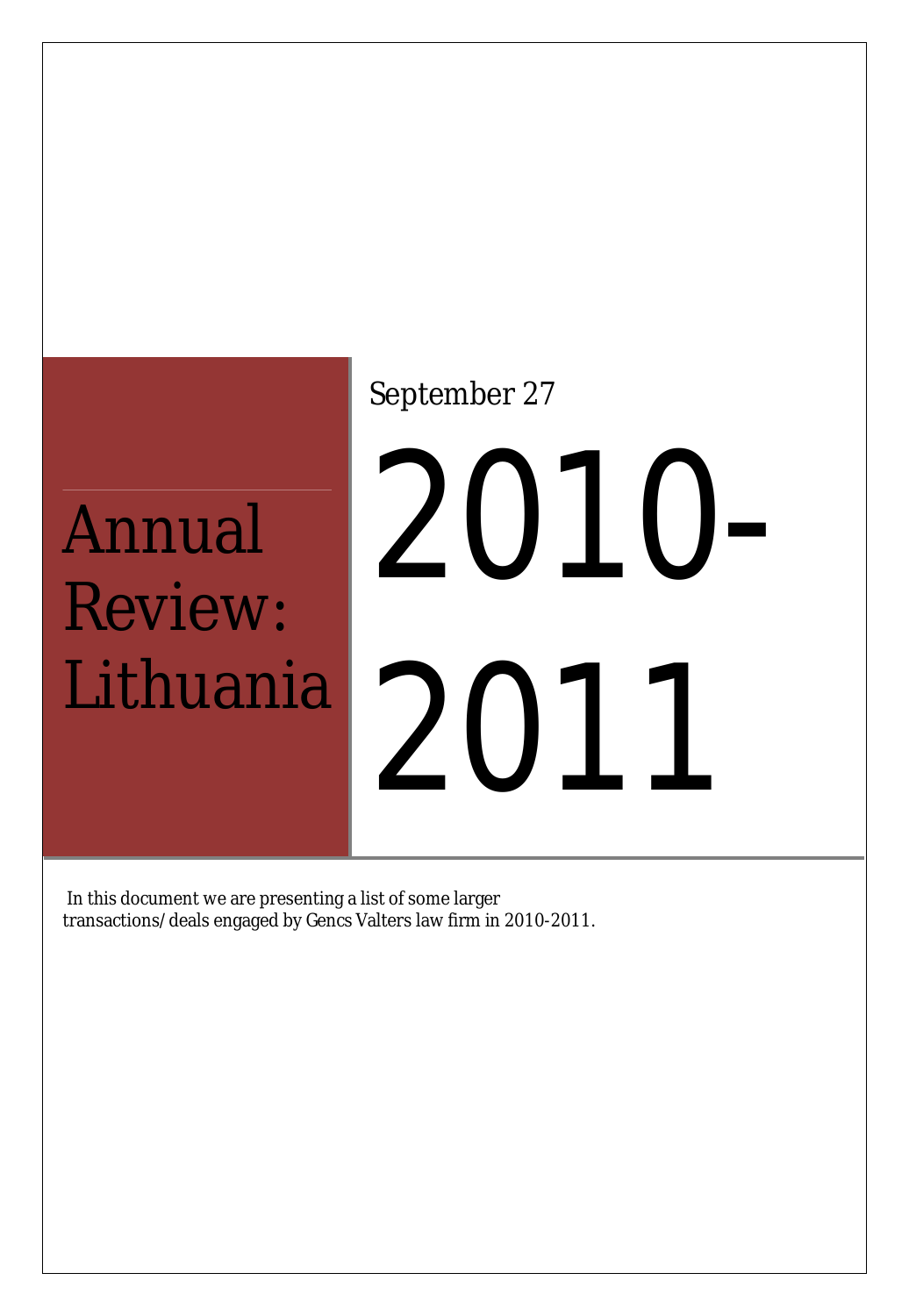# Annual Review: Lithuania

September 27

# 2010-2011

In this document we are presenting a list of some larger transactions/deals engaged by Gencs Valters law firm in 2010-2011.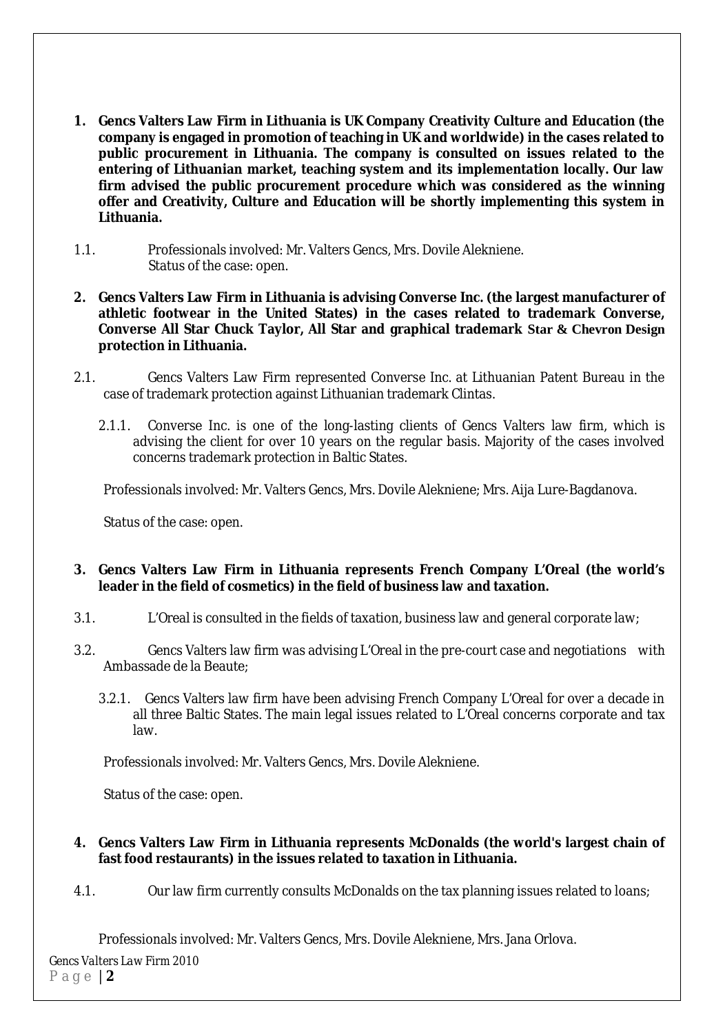**1. Gencs Valters Law Firm in Lithuania is UK Company Creativity Culture and Education (the company is engaged in promotion of teaching in UK and worldwide) in the cases related to public procurement in Lithuania. The company is consulted on issues related to the entering of Lithuanian market, teaching system and its implementation locally. Our law firm advised the public procurement procedure which was considered as the winning offer and Creativity, Culture and Education will be shortly implementing this system in Lithuania.**

1.1. Professionals involved: Mr. Valters Gencs, Mrs. Dovile Alekniene.
Status of the case: open.

**2. Gencs Valters Law Firm in Lithuania is advising Converse Inc. (the largest manufacturer of athletic footwear in the United States) in the cases related to trademark Converse, Converse All Star Chuck Taylor, All Star and graphical trademark Star & Chevron Design protection in Lithuania.**

2.1. Gencs Valters Law Firm represented Converse Inc. at Lithuanian Patent Bureau in the case of trademark protection against Lithuanian trademark Clintas.

2.1.1. Converse Inc. is one of the long-lasting clients of Gencs Valters law firm, which is advising the client for over 10 years on the regular basis. Majority of the cases involved concerns trademark protection in Baltic States.

Professionals involved: Mr. Valters Gencs, Mrs. Dovile Alekniene; Mrs. Aija Lure-Bagdanova.

Status of the case: open.

**3. Gencs Valters Law Firm in Lithuania represents French Company L'Oreal (the world's leader in the field of cosmetics) in the field of business law and taxation.**

3.1. L'Oreal is consulted in the fields of taxation, business law and general corporate law;

3.2. Gencs Valters law firm was advising L'Oreal in the pre-court case and negotiations with Ambassade de la Beaute;

3.2.1. Gencs Valters law firm have been advising French Company L'Oreal for over a decade in all three Baltic States. The main legal issues related to L'Oreal concerns corporate and tax law.

Professionals involved: Mr. Valters Gencs, Mrs. Dovile Alekniene.

Status of the case: open.

**4. Gencs Valters Law Firm in Lithuania represents McDonalds (the world's largest chain of fast food restaurants) in the issues related to taxation in Lithuania.**

4.1. Our law firm currently consults McDonalds on the tax planning issues related to loans;

Professionals involved: Mr. Valters Gencs, Mrs. Dovile Alekniene, Mrs. Jana Orlova.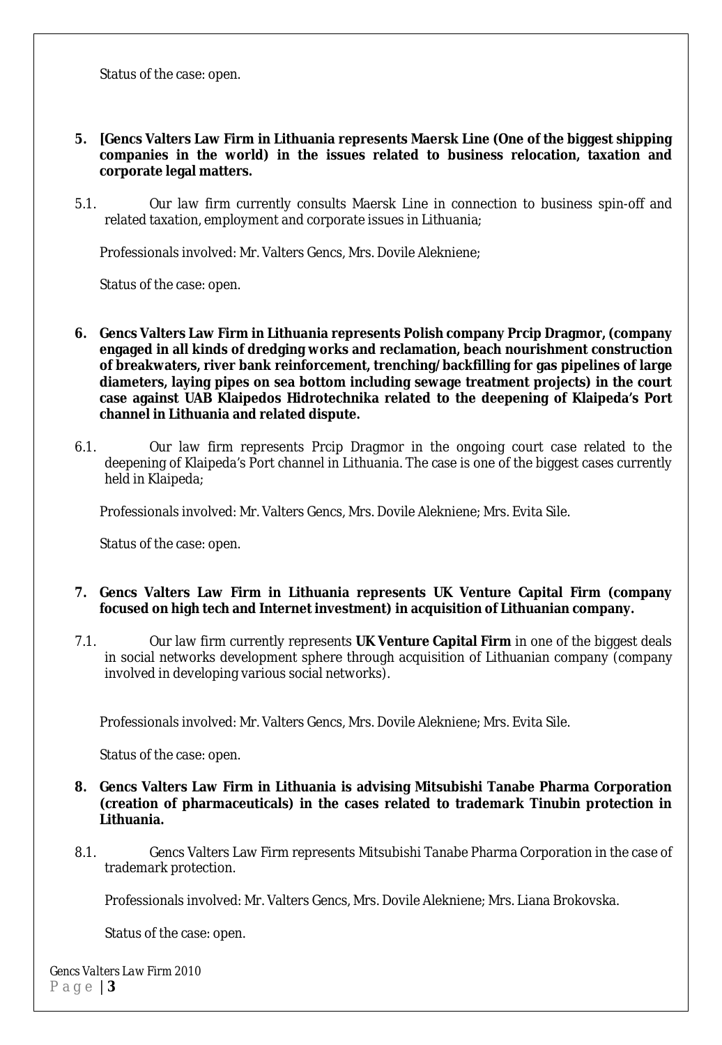Status of the case: open.

**5. [Gencs Valters Law Firm in Lithuania represents Maersk Line (One of the biggest shipping companies in the world) in the issues related to business relocation, taxation and corporate legal matters.**

5.1. Our law firm currently consults Maersk Line in connection to business spin-off and related taxation, employment and corporate issues in Lithuania;

Professionals involved: Mr. Valters Gencs, Mrs. Dovile Alekniene;

Status of the case: open.

**6. Gencs Valters Law Firm in Lithuania represents Polish company Prcip Dragmor, (company engaged in all kinds of dredging works and reclamation, beach nourishment construction of breakwaters, river bank reinforcement, trenching/backfilling for gas pipelines of large diameters, laying pipes on sea bottom including sewage treatment projects) in the court case against UAB Klaipedos Hidrotechnika related to the deepening of Klaipeda's Port channel in Lithuania and related dispute.**

6.1. Our law firm represents Prcip Dragmor in the ongoing court case related to the deepening of Klaipeda's Port channel in Lithuania. The case is one of the biggest cases currently held in Klaipeda;

Professionals involved: Mr. Valters Gencs, Mrs. Dovile Alekniene; Mrs. Evita Sile.

Status of the case: open.

**7. Gencs Valters Law Firm in Lithuania represents UK Venture Capital Firm (company focused on high tech and Internet investment) in acquisition of Lithuanian company.**

7.1. Our law firm currently represents **UK Venture Capital Firm** in one of the biggest deals in social networks development sphere through acquisition of Lithuanian company (company involved in developing various social networks).

Professionals involved: Mr. Valters Gencs, Mrs. Dovile Alekniene; Mrs. Evita Sile.

Status of the case: open.

**8. Gencs Valters Law Firm in Lithuania is advising Mitsubishi Tanabe Pharma Corporation (creation of pharmaceuticals) in the cases related to trademark Tinubin protection in Lithuania.**

8.1. Gencs Valters Law Firm represents Mitsubishi Tanabe Pharma Corporation in the case of trademark protection.

Professionals involved: Mr. Valters Gencs, Mrs. Dovile Alekniene; Mrs. Liana Brokovska.

Status of the case: open.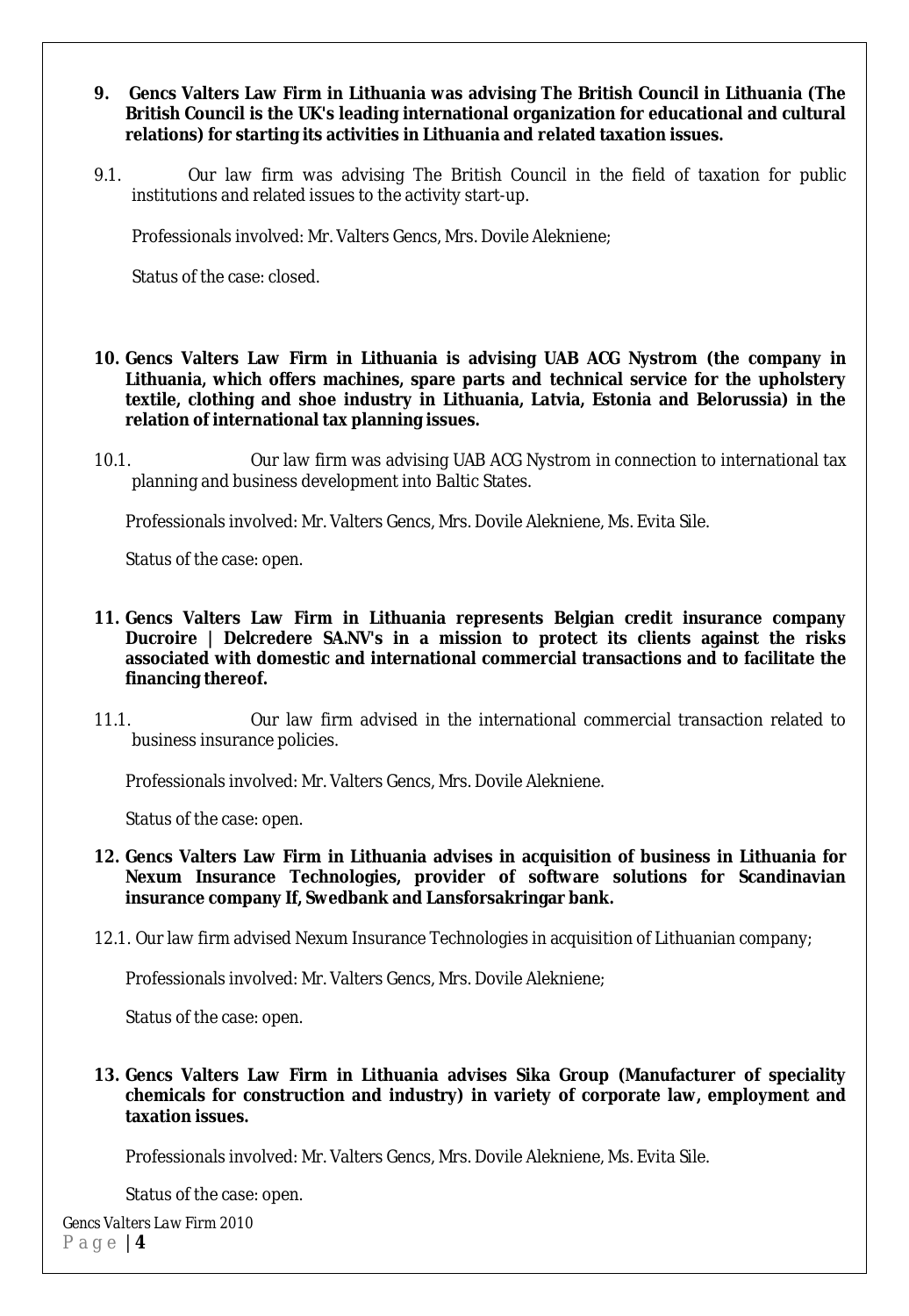**9. Gencs Valters Law Firm in Lithuania was advising The British Council in Lithuania (The British Council is the UK's leading international organization for educational and cultural relations) for starting its activities in Lithuania and related taxation issues.**

9.1. Our law firm was advising The British Council in the field of taxation for public institutions and related issues to the activity start-up.

Professionals involved: Mr. Valters Gencs, Mrs. Dovile Alekniene;

Status of the case: closed.

**10. Gencs Valters Law Firm in Lithuania is advising UAB ACG Nystrom (the company in Lithuania, which offers machines, spare parts and technical service for the upholstery textile, clothing and shoe industry in Lithuania, Latvia, Estonia and Belorussia) in the relation of international tax planning issues.**

10.1. Our law firm was advising UAB ACG Nystrom in connection to international tax planning and business development into Baltic States.

Professionals involved: Mr. Valters Gencs, Mrs. Dovile Alekniene, Ms. Evita Sile.

Status of the case: open.

**11. Gencs Valters Law Firm in Lithuania represents Belgian credit insurance company Ducroire | Delcredere SA.NV's in a mission to protect its clients against the risks associated with domestic and international commercial transactions and to facilitate the financing thereof.**

11.1. Our law firm advised in the international commercial transaction related to business insurance policies.

Professionals involved: Mr. Valters Gencs, Mrs. Dovile Alekniene.

Status of the case: open.

**12. Gencs Valters Law Firm in Lithuania advises in acquisition of business in Lithuania for Nexum Insurance Technologies, provider of software solutions for Scandinavian insurance company If, Swedbank and Lansforsakringar bank.**

12.1. Our law firm advised Nexum Insurance Technologies in acquisition of Lithuanian company;

Professionals involved: Mr. Valters Gencs, Mrs. Dovile Alekniene;

Status of the case: open.

**13. Gencs Valters Law Firm in Lithuania advises Sika Group (Manufacturer of speciality chemicals for construction and industry) in variety of corporate law, employment and taxation issues.**

Professionals involved: Mr. Valters Gencs, Mrs. Dovile Alekniene, Ms. Evita Sile.

Status of the case: open.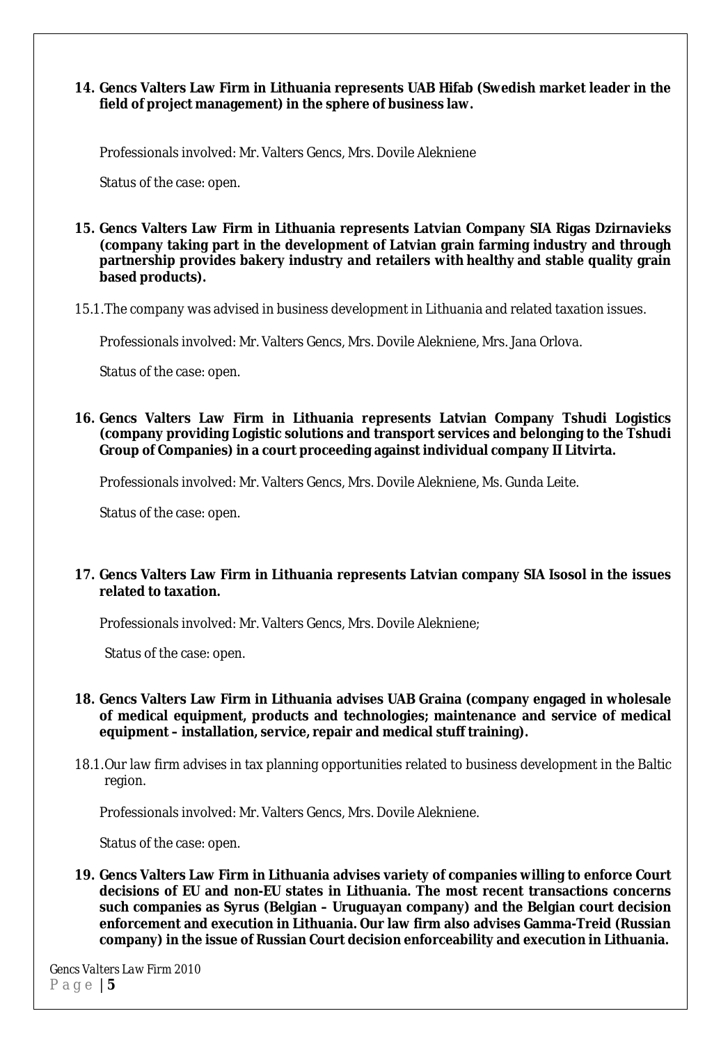**14. Gencs Valters Law Firm in Lithuania represents UAB Hifab (Swedish market leader in the field of project management) in the sphere of business law.**

Professionals involved: Mr. Valters Gencs, Mrs. Dovile Alekniene

Status of the case: open.

**15. Gencs Valters Law Firm in Lithuania represents Latvian Company SIA Rigas Dzirnavieks (company taking part in the development of Latvian grain farming industry and through partnership provides bakery industry and retailers with healthy and stable quality grain based products).**

15.1. The company was advised in business development in Lithuania and related taxation issues.

Professionals involved: Mr. Valters Gencs, Mrs. Dovile Alekniene, Mrs. Jana Orlova.

Status of the case: open.

**16. Gencs Valters Law Firm in Lithuania represents Latvian Company Tshudi Logistics (company providing Logistic solutions and transport services and belonging to the Tshudi Group of Companies) in a court proceeding against individual company II Litvirta.**

Professionals involved: Mr. Valters Gencs, Mrs. Dovile Alekniene, Ms. Gunda Leite.

Status of the case: open.

**17. Gencs Valters Law Firm in Lithuania represents Latvian company SIA Isosol in the issues related to taxation.**

Professionals involved: Mr. Valters Gencs, Mrs. Dovile Alekniene;

Status of the case: open.

**18. Gencs Valters Law Firm in Lithuania advises UAB Graina (company engaged in wholesale of medical equipment, products and technologies; maintenance and service of medical equipment – installation, service, repair and medical stuff training).**

18.1. Our law firm advises in tax planning opportunities related to business development in the Baltic region.

Professionals involved: Mr. Valters Gencs, Mrs. Dovile Alekniene.

Status of the case: open.

**19. Gencs Valters Law Firm in Lithuania advises variety of companies willing to enforce Court decisions of EU and non-EU states in Lithuania. The most recent transactions concerns such companies as Syrus (Belgian – Uruguayan company) and the Belgian court decision enforcement and execution in Lithuania. Our law firm also advises Gamma-Treid (Russian company) in the issue of Russian Court decision enforceability and execution in Lithuania.**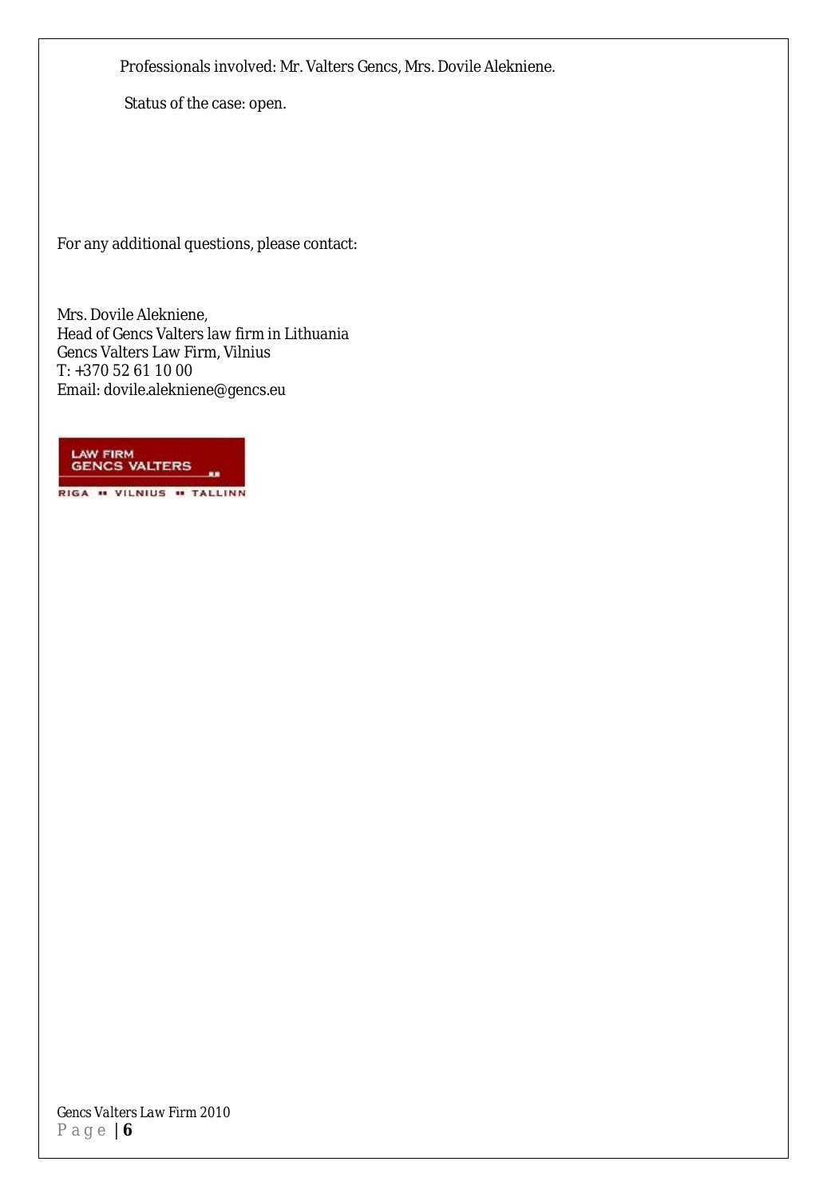Professionals involved: Mr. Valters Gencs, Mrs. Dovile Alekniene.

Status of the case: open.

For any additional questions, please contact:

Mrs. Dovile Alekniene,  
Head of Gencs Valters law firm in Lithuania  
Gencs Valters Law Firm, Vilnius  
T: +370 52 61 10 00  
Email: dovile.alekniene@gencs.eu

LAW FIRM  
GENCS VALTERS  
RIGA :: VILNIUS :: TALLINN

Gencs Valters Law Firm 2010